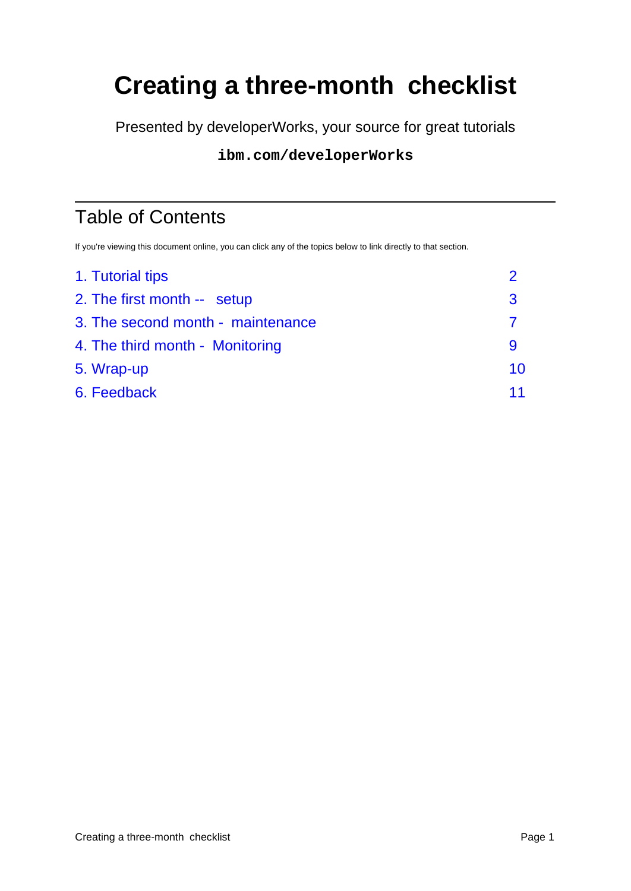# Creating a three-month checklist

Presented by developerWorks, your source for great tutorials

**ibm.com/developerWorks**

## Table of Contents

If you're viewing this document online, you can click any of the topics below to link directly to that section.

| | |
|---|---|
| 1. Tutorial tips | 2 |
| 2. The first month -- setup | 3 |
| 3. The second month - maintenance | 7 |
| 4. The third month - Monitoring | 9 |
| 5. Wrap-up | 10 |
| 6. Feedback | 11 |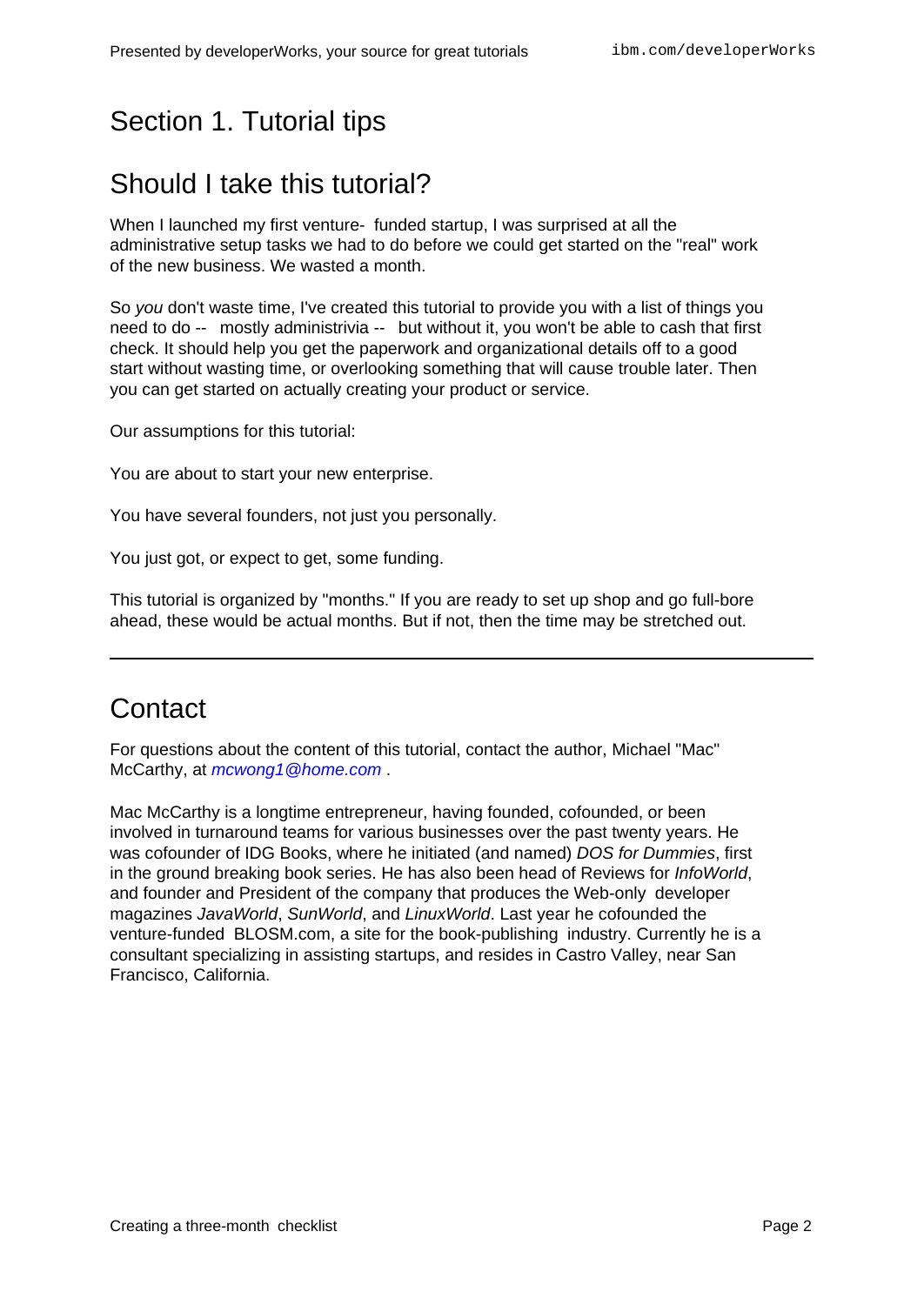# Section 1. Tutorial tips

## Should I take this tutorial?

When I launched my first venture-funded startup, I was surprised at all the administrative setup tasks we had to do before we could get started on the "real" work of the new business. We wasted a month.

So *you* don't waste time, I've created this tutorial to provide you with a list of things you need to do -- mostly administrivia -- but without it, you won't be able to cash that first check. It should help you get the paperwork and organizational details off to a good start without wasting time, or overlooking something that will cause trouble later. Then you can get started on actually creating your product or service.

Our assumptions for this tutorial:

You are about to start your new enterprise.

You have several founders, not just you personally.

You just got, or expect to get, some funding.

This tutorial is organized by "months." If you are ready to set up shop and go full-bore ahead, these would be actual months. But if not, then the time may be stretched out.

---

## Contact

For questions about the content of this tutorial, contact the author, Michael "Mac" McCarthy, at *mcwong1@home.com* .

Mac McCarthy is a longtime entrepreneur, having founded, cofounded, or been involved in turnaround teams for various businesses over the past twenty years. He was cofounder of IDG Books, where he initiated (and named) *DOS for Dummies*, first in the ground breaking book series. He has also been head of Reviews for *InfoWorld*, and founder and President of the company that produces the Web-only developer magazines *JavaWorld*, *SunWorld*, and *LinuxWorld*. Last year he cofounded the venture-funded BLOSM.com, a site for the book-publishing industry. Currently he is a consultant specializing in assisting startups, and resides in Castro Valley, near San Francisco, California.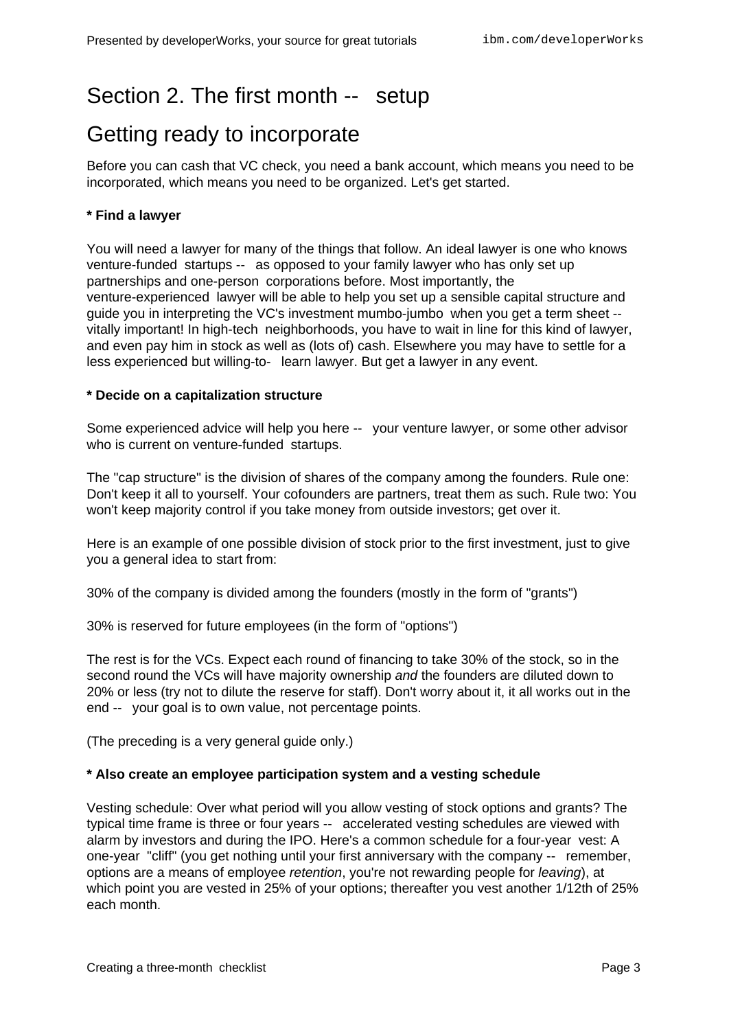# Section 2. The first month -- setup

## Getting ready to incorporate

Before you can cash that VC check, you need a bank account, which means you need to be incorporated, which means you need to be organized. Let's get started.

**\* Find a lawyer**

You will need a lawyer for many of the things that follow. An ideal lawyer is one who knows venture-funded startups -- as opposed to your family lawyer who has only set up partnerships and one-person corporations before. Most importantly, the venture-experienced lawyer will be able to help you set up a sensible capital structure and guide you in interpreting the VC's investment mumbo-jumbo when you get a term sheet -- vitally important! In high-tech neighborhoods, you have to wait in line for this kind of lawyer, and even pay him in stock as well as (lots of) cash. Elsewhere you may have to settle for a less experienced but willing-to- learn lawyer. But get a lawyer in any event.

**\* Decide on a capitalization structure**

Some experienced advice will help you here -- your venture lawyer, or some other advisor who is current on venture-funded startups.

The "cap structure" is the division of shares of the company among the founders. Rule one: Don't keep it all to yourself. Your cofounders are partners, treat them as such. Rule two: You won't keep majority control if you take money from outside investors; get over it.

Here is an example of one possible division of stock prior to the first investment, just to give you a general idea to start from:

30% of the company is divided among the founders (mostly in the form of "grants")

30% is reserved for future employees (in the form of "options")

The rest is for the VCs. Expect each round of financing to take 30% of the stock, so in the second round the VCs will have majority ownership *and* the founders are diluted down to 20% or less (try not to dilute the reserve for staff). Don't worry about it, it all works out in the end -- your goal is to own value, not percentage points.

(The preceding is a very general guide only.)

**\* Also create an employee participation system and a vesting schedule**

Vesting schedule: Over what period will you allow vesting of stock options and grants? The typical time frame is three or four years -- accelerated vesting schedules are viewed with alarm by investors and during the IPO. Here's a common schedule for a four-year vest: A one-year "cliff" (you get nothing until your first anniversary with the company -- remember, options are a means of employee *retention*, you're not rewarding people for *leaving*), at which point you are vested in 25% of your options; thereafter you vest another 1/12th of 25% each month.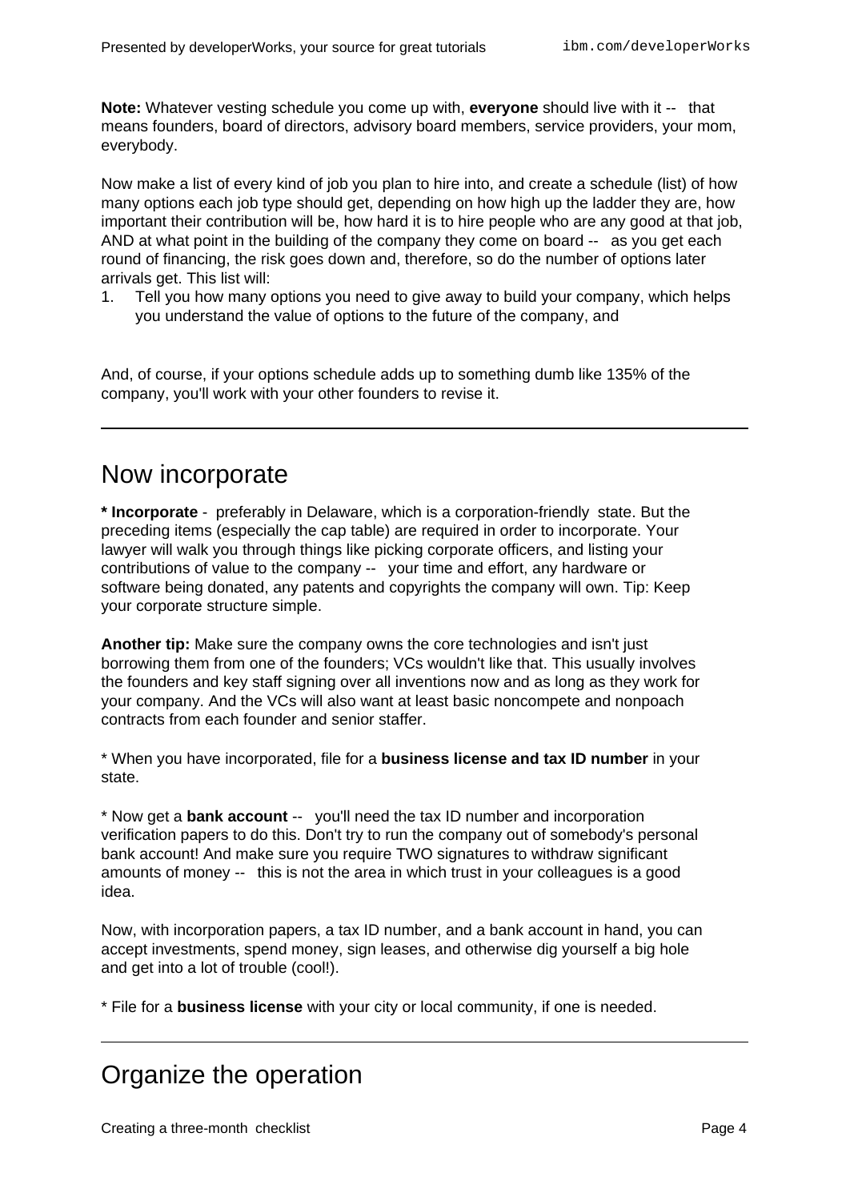**Note:** Whatever vesting schedule you come up with, **everyone** should live with it -- that means founders, board of directors, advisory board members, service providers, your mom, everybody.

Now make a list of every kind of job you plan to hire into, and create a schedule (list) of how many options each job type should get, depending on how high up the ladder they are, how important their contribution will be, how hard it is to hire people who are any good at that job, AND at what point in the building of the company they come on board -- as you get each round of financing, the risk goes down and, therefore, so do the number of options later arrivals get. This list will:

1. Tell you how many options you need to give away to build your company, which helps you understand the value of options to the future of the company, and

And, of course, if your options schedule adds up to something dumb like 135% of the company, you'll work with your other founders to revise it.

---

## Now incorporate

**\* Incorporate** - preferably in Delaware, which is a corporation-friendly state. But the preceding items (especially the cap table) are required in order to incorporate. Your lawyer will walk you through things like picking corporate officers, and listing your contributions of value to the company -- your time and effort, any hardware or software being donated, any patents and copyrights the company will own. Tip: Keep your corporate structure simple.

**Another tip:** Make sure the company owns the core technologies and isn't just borrowing them from one of the founders; VCs wouldn't like that. This usually involves the founders and key staff signing over all inventions now and as long as they work for your company. And the VCs will also want at least basic noncompete and nonpoach contracts from each founder and senior staffer.

\* When you have incorporated, file for a **business license and tax ID number** in your state.

\* Now get a **bank account** -- you'll need the tax ID number and incorporation verification papers to do this. Don't try to run the company out of somebody's personal bank account! And make sure you require TWO signatures to withdraw significant amounts of money -- this is not the area in which trust in your colleagues is a good idea.

Now, with incorporation papers, a tax ID number, and a bank account in hand, you can accept investments, spend money, sign leases, and otherwise dig yourself a big hole and get into a lot of trouble (cool!).

\* File for a **business license** with your city or local community, if one is needed.

---

## Organize the operation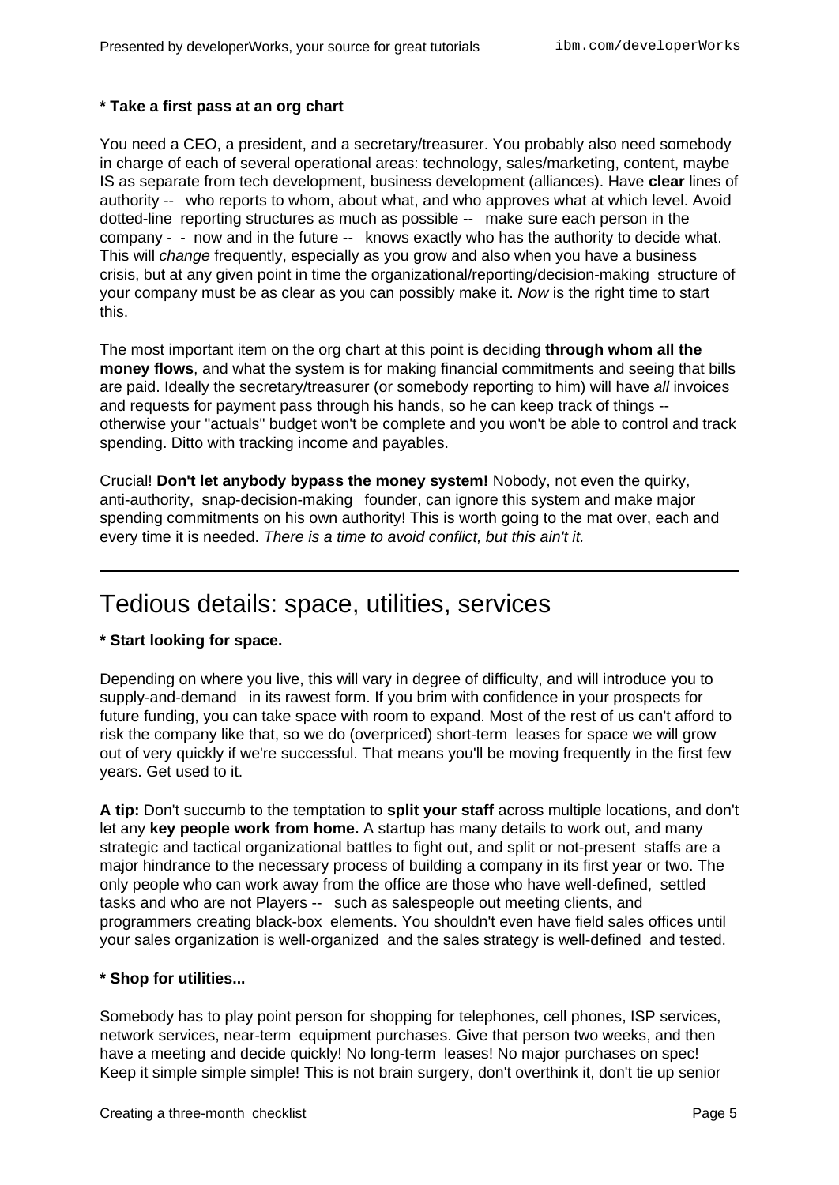**\* Take a first pass at an org chart**

You need a CEO, a president, and a secretary/treasurer. You probably also need somebody in charge of each of several operational areas: technology, sales/marketing, content, maybe IS as separate from tech development, business development (alliances). Have **clear** lines of authority -- who reports to whom, about what, and who approves what at which level. Avoid dotted-line reporting structures as much as possible -- make sure each person in the company -- now and in the future -- knows exactly who has the authority to decide what. This will *change* frequently, especially as you grow and also when you have a business crisis, but at any given point in time the organizational/reporting/decision-making structure of your company must be as clear as you can possibly make it. *Now* is the right time to start this.

The most important item on the org chart at this point is deciding **through whom all the money flows**, and what the system is for making financial commitments and seeing that bills are paid. Ideally the secretary/treasurer (or somebody reporting to him) will have *all* invoices and requests for payment pass through his hands, so he can keep track of things -- otherwise your "actuals" budget won't be complete and you won't be able to control and track spending. Ditto with tracking income and payables.

Crucial! **Don't let anybody bypass the money system!** Nobody, not even the quirky, anti-authority, snap-decision-making founder, can ignore this system and make major spending commitments on his own authority! This is worth going to the mat over, each and every time it is needed. *There is a time to avoid conflict, but this ain't it.*

---

# Tedious details: space, utilities, services

**\* Start looking for space.**

Depending on where you live, this will vary in degree of difficulty, and will introduce you to supply-and-demand in its rawest form. If you brim with confidence in your prospects for future funding, you can take space with room to expand. Most of the rest of us can't afford to risk the company like that, so we do (overpriced) short-term leases for space we will grow out of very quickly if we're successful. That means you'll be moving frequently in the first few years. Get used to it.

**A tip:** Don't succumb to the temptation to **split your staff** across multiple locations, and don't let any **key people work from home.** A startup has many details to work out, and many strategic and tactical organizational battles to fight out, and split or not-present staffs are a major hindrance to the necessary process of building a company in its first year or two. The only people who can work away from the office are those who have well-defined, settled tasks and who are not Players -- such as salespeople out meeting clients, and programmers creating black-box elements. You shouldn't even have field sales offices until your sales organization is well-organized and the sales strategy is well-defined and tested.

**\* Shop for utilities...**

Somebody has to play point person for shopping for telephones, cell phones, ISP services, network services, near-term equipment purchases. Give that person two weeks, and then have a meeting and decide quickly! No long-term leases! No major purchases on spec! Keep it simple simple simple! This is not brain surgery, don't overthink it, don't tie up senior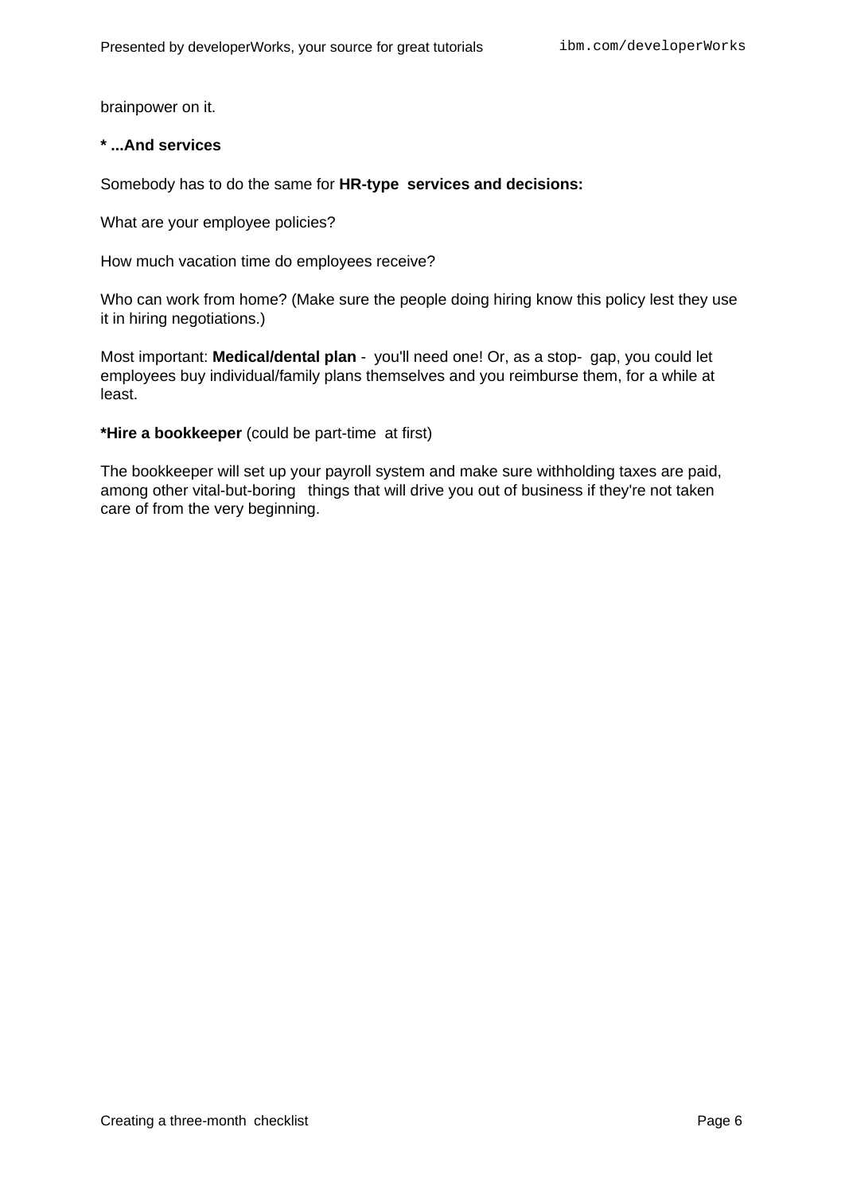brainpower on it.

**\* ...And services**

Somebody has to do the same for **HR-type services and decisions:**

What are your employee policies?

How much vacation time do employees receive?

Who can work from home? (Make sure the people doing hiring know this policy lest they use it in hiring negotiations.)

Most important: **Medical/dental plan** - you'll need one! Or, as a stop- gap, you could let employees buy individual/family plans themselves and you reimburse them, for a while at least.

**\*Hire a bookkeeper** (could be part-time at first)

The bookkeeper will set up your payroll system and make sure withholding taxes are paid, among other vital-but-boring things that will drive you out of business if they're not taken care of from the very beginning.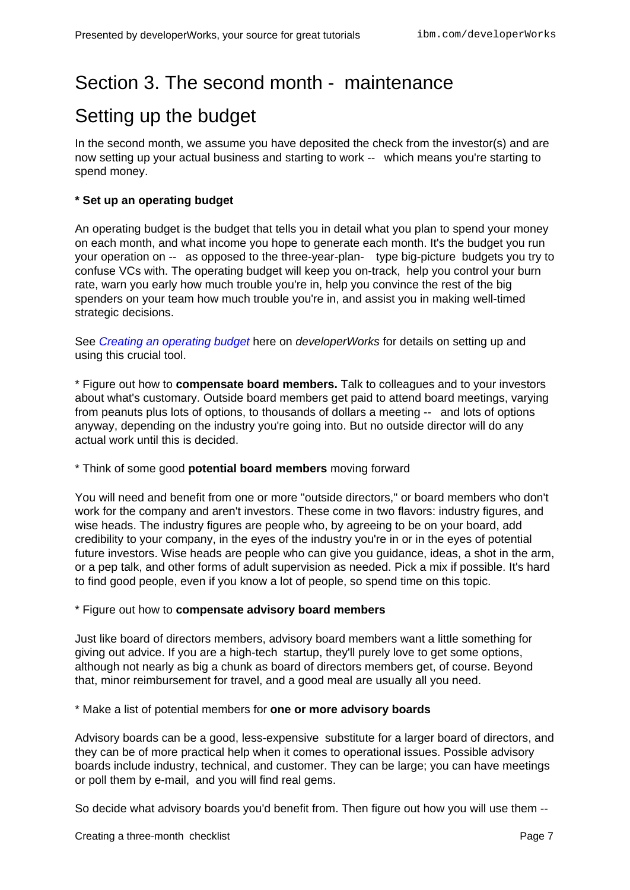# Section 3. The second month - maintenance

## Setting up the budget

In the second month, we assume you have deposited the check from the investor(s) and are now setting up your actual business and starting to work -- which means you're starting to spend money.

**\* Set up an operating budget**

An operating budget is the budget that tells you in detail what you plan to spend your money on each month, and what income you hope to generate each month. It's the budget you run your operation on -- as opposed to the three-year-plan- type big-picture budgets you try to confuse VCs with. The operating budget will keep you on-track, help you control your burn rate, warn you early how much trouble you're in, help you convince the rest of the big spenders on your team how much trouble you're in, and assist you in making well-timed strategic decisions.

See *Creating an operating budget* here on *developerWorks* for details on setting up and using this crucial tool.

\* Figure out how to **compensate board members.** Talk to colleagues and to your investors about what's customary. Outside board members get paid to attend board meetings, varying from peanuts plus lots of options, to thousands of dollars a meeting -- and lots of options anyway, depending on the industry you're going into. But no outside director will do any actual work until this is decided.

\* Think of some good **potential board members** moving forward

You will need and benefit from one or more "outside directors," or board members who don't work for the company and aren't investors. These come in two flavors: industry figures, and wise heads. The industry figures are people who, by agreeing to be on your board, add credibility to your company, in the eyes of the industry you're in or in the eyes of potential future investors. Wise heads are people who can give you guidance, ideas, a shot in the arm, or a pep talk, and other forms of adult supervision as needed. Pick a mix if possible. It's hard to find good people, even if you know a lot of people, so spend time on this topic.

\* Figure out how to **compensate advisory board members**

Just like board of directors members, advisory board members want a little something for giving out advice. If you are a high-tech startup, they'll purely love to get some options, although not nearly as big a chunk as board of directors members get, of course. Beyond that, minor reimbursement for travel, and a good meal are usually all you need.

\* Make a list of potential members for **one or more advisory boards**

Advisory boards can be a good, less-expensive substitute for a larger board of directors, and they can be of more practical help when it comes to operational issues. Possible advisory boards include industry, technical, and customer. They can be large; you can have meetings or poll them by e-mail, and you will find real gems.

So decide what advisory boards you'd benefit from. Then figure out how you will use them --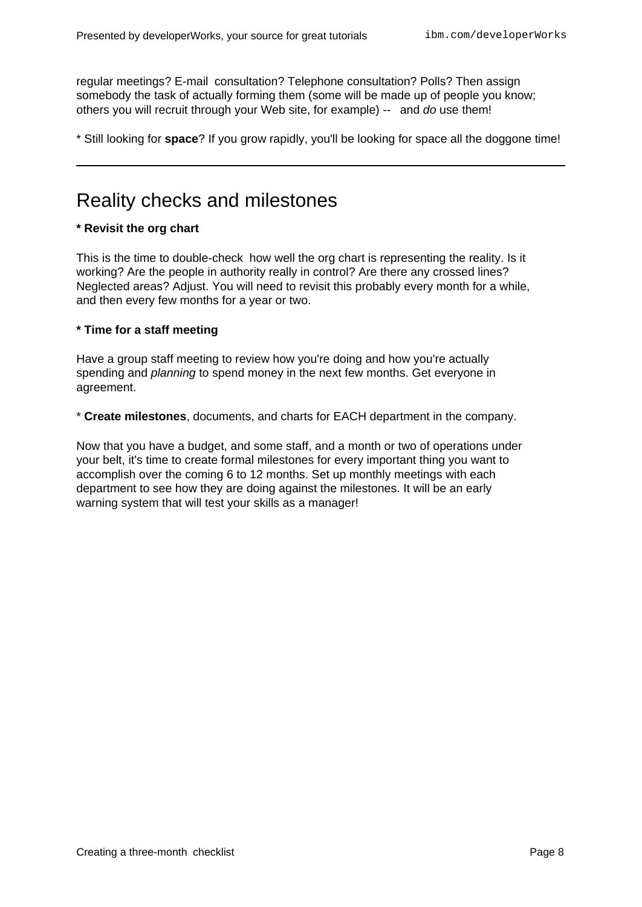regular meetings? E-mail consultation? Telephone consultation? Polls? Then assign somebody the task of actually forming them (some will be made up of people you know; others you will recruit through your Web site, for example) -- and *do* use them!

* Still looking for **space**? If you grow rapidly, you'll be looking for space all the doggone time!

---

## Reality checks and milestones

**\* Revisit the org chart**

This is the time to double-check how well the org chart is representing the reality. Is it working? Are the people in authority really in control? Are there any crossed lines? Neglected areas? Adjust. You will need to revisit this probably every month for a while, and then every few months for a year or two.

**\* Time for a staff meeting**

Have a group staff meeting to review how you're doing and how you're actually spending and *planning* to spend money in the next few months. Get everyone in agreement.

* **Create milestones**, documents, and charts for EACH department in the company.

Now that you have a budget, and some staff, and a month or two of operations under your belt, it's time to create formal milestones for every important thing you want to accomplish over the coming 6 to 12 months. Set up monthly meetings with each department to see how they are doing against the milestones. It will be an early warning system that will test your skills as a manager!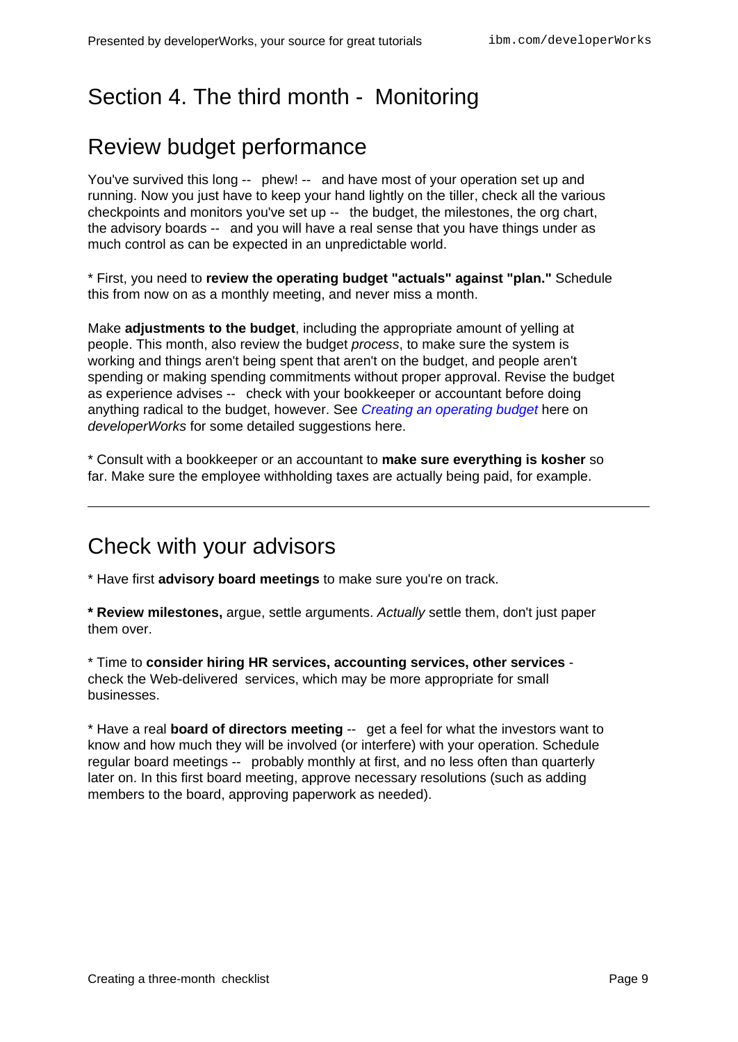# Section 4. The third month - Monitoring

## Review budget performance

You've survived this long -- phew! -- and have most of your operation set up and running. Now you just have to keep your hand lightly on the tiller, check all the various checkpoints and monitors you've set up -- the budget, the milestones, the org chart, the advisory boards -- and you will have a real sense that you have things under as much control as can be expected in an unpredictable world.

* First, you need to **review the operating budget "actuals" against "plan."** Schedule this from now on as a monthly meeting, and never miss a month.

Make **adjustments to the budget**, including the appropriate amount of yelling at people. This month, also review the budget *process*, to make sure the system is working and things aren't being spent that aren't on the budget, and people aren't spending or making spending commitments without proper approval. Revise the budget as experience advises -- check with your bookkeeper or accountant before doing anything radical to the budget, however. See *Creating an operating budget* here on *developerWorks* for some detailed suggestions here.

* Consult with a bookkeeper or an accountant to **make sure everything is kosher** so far. Make sure the employee withholding taxes are actually being paid, for example.

---

## Check with your advisors

* Have first **advisory board meetings** to make sure you're on track.

**&ast; Review milestones,** argue, settle arguments. *Actually* settle them, don't just paper them over.

* Time to **consider hiring HR services, accounting services, other services** - check the Web-delivered services, which may be more appropriate for small businesses.

* Have a real **board of directors meeting** -- get a feel for what the investors want to know and how much they will be involved (or interfere) with your operation. Schedule regular board meetings -- probably monthly at first, and no less often than quarterly later on. In this first board meeting, approve necessary resolutions (such as adding members to the board, approving paperwork as needed).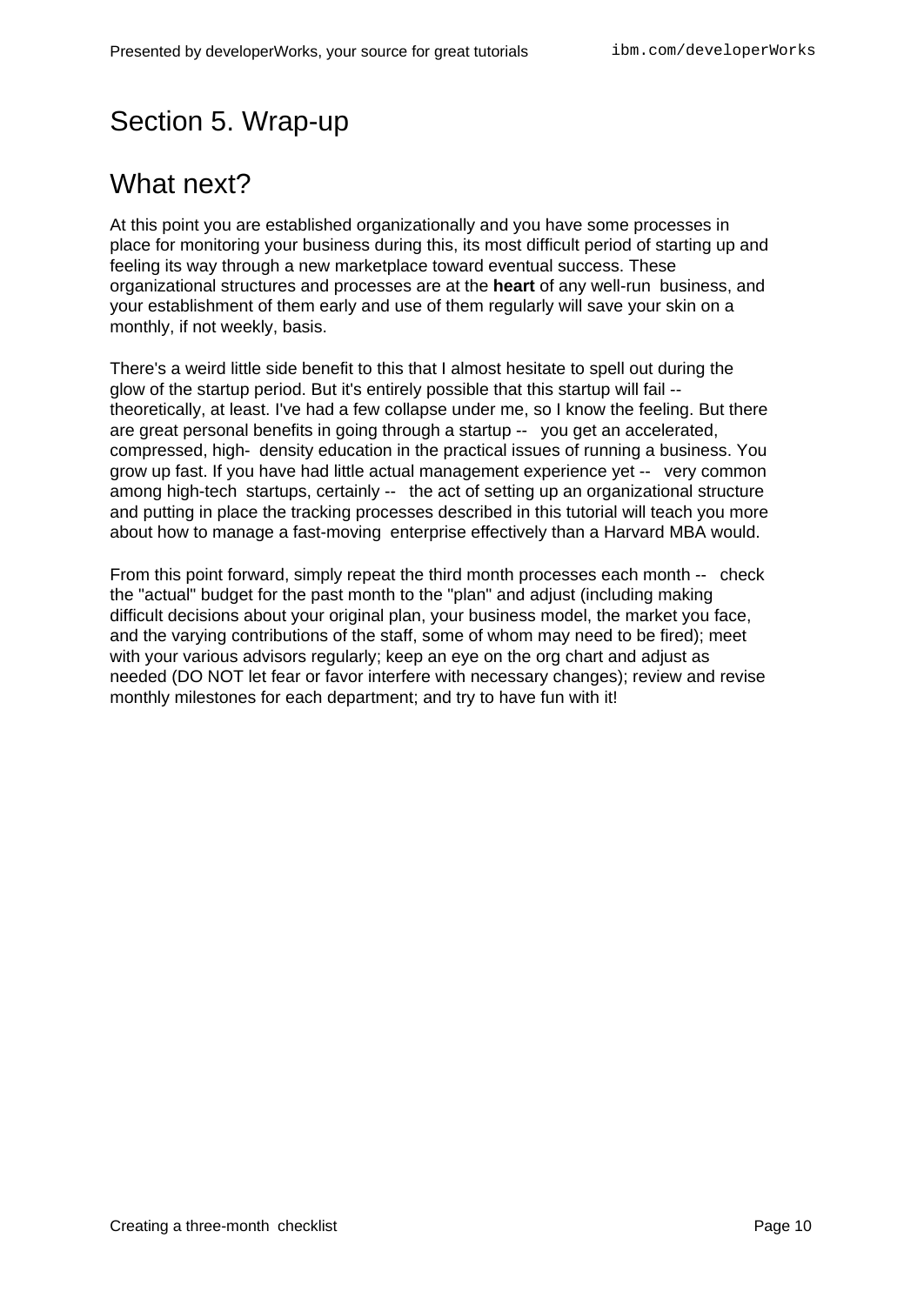# Section 5. Wrap-up

## What next?

At this point you are established organizationally and you have some processes in place for monitoring your business during this, its most difficult period of starting up and feeling its way through a new marketplace toward eventual success. These organizational structures and processes are at the **heart** of any well-run business, and your establishment of them early and use of them regularly will save your skin on a monthly, if not weekly, basis.

There's a weird little side benefit to this that I almost hesitate to spell out during the glow of the startup period. But it's entirely possible that this startup will fail -- theoretically, at least. I've had a few collapse under me, so I know the feeling. But there are great personal benefits in going through a startup -- you get an accelerated, compressed, high- density education in the practical issues of running a business. You grow up fast. If you have had little actual management experience yet -- very common among high-tech startups, certainly -- the act of setting up an organizational structure and putting in place the tracking processes described in this tutorial will teach you more about how to manage a fast-moving enterprise effectively than a Harvard MBA would.

From this point forward, simply repeat the third month processes each month -- check the "actual" budget for the past month to the "plan" and adjust (including making difficult decisions about your original plan, your business model, the market you face, and the varying contributions of the staff, some of whom may need to be fired); meet with your various advisors regularly; keep an eye on the org chart and adjust as needed (DO NOT let fear or favor interfere with necessary changes); review and revise monthly milestones for each department; and try to have fun with it!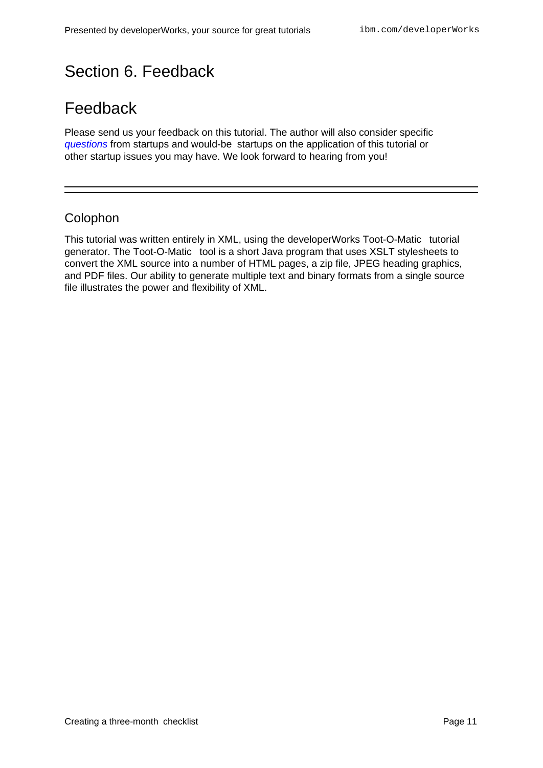# Section 6. Feedback

## Feedback

Please send us your feedback on this tutorial. The author will also consider specific *questions* from startups and would-be startups on the application of this tutorial or other startup issues you may have. We look forward to hearing from you!

---

### Colophon

This tutorial was written entirely in XML, using the developerWorks Toot-O-Matic tutorial generator. The Toot-O-Matic tool is a short Java program that uses XSLT stylesheets to convert the XML source into a number of HTML pages, a zip file, JPEG heading graphics, and PDF files. Our ability to generate multiple text and binary formats from a single source file illustrates the power and flexibility of XML.